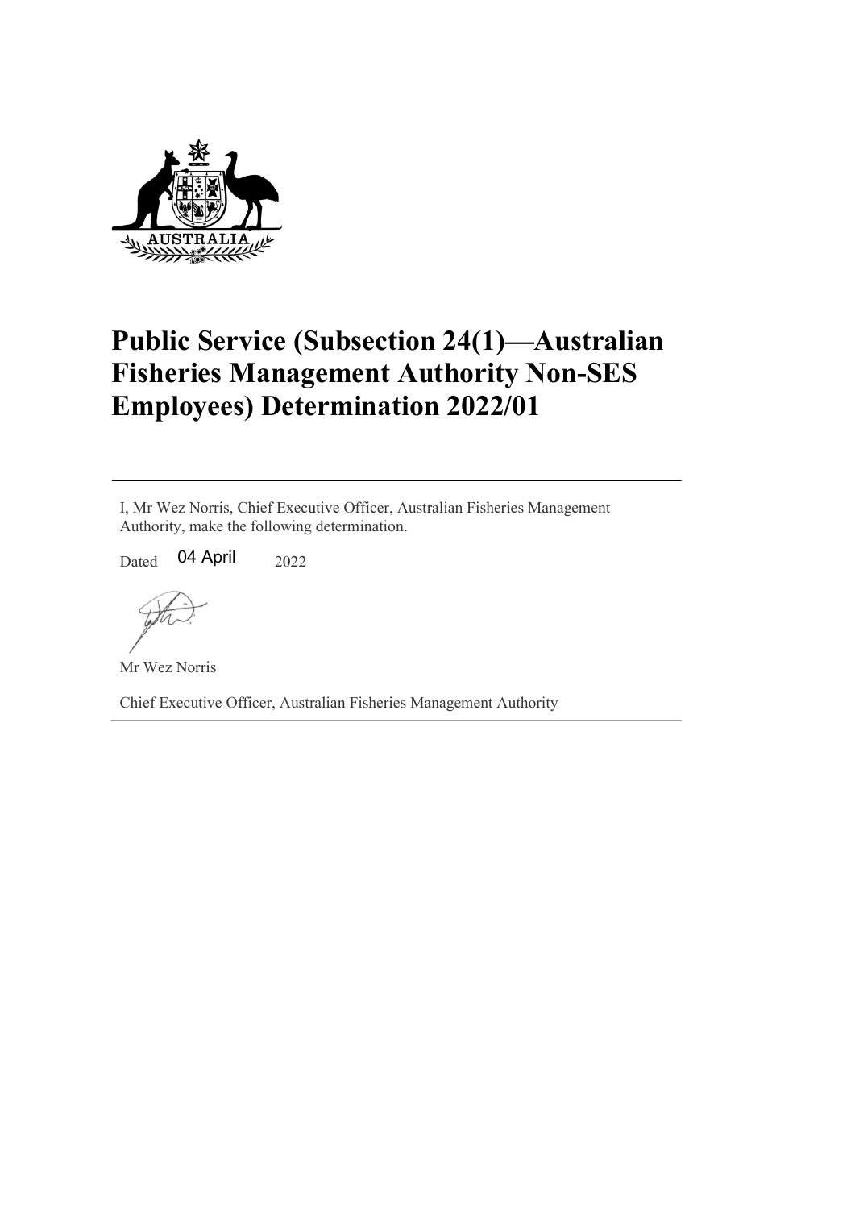# Public Service (Subsection 24(1)—Australian Fisheries Management Authority Non-SES Employees) Determination 2022/01

---

I, Mr Wez Norris, Chief Executive Officer, Australian Fisheries Management Authority, make the following determination.

Dated 04 April 2022

Mr Wez Norris

Chief Executive Officer, Australian Fisheries Management Authority

---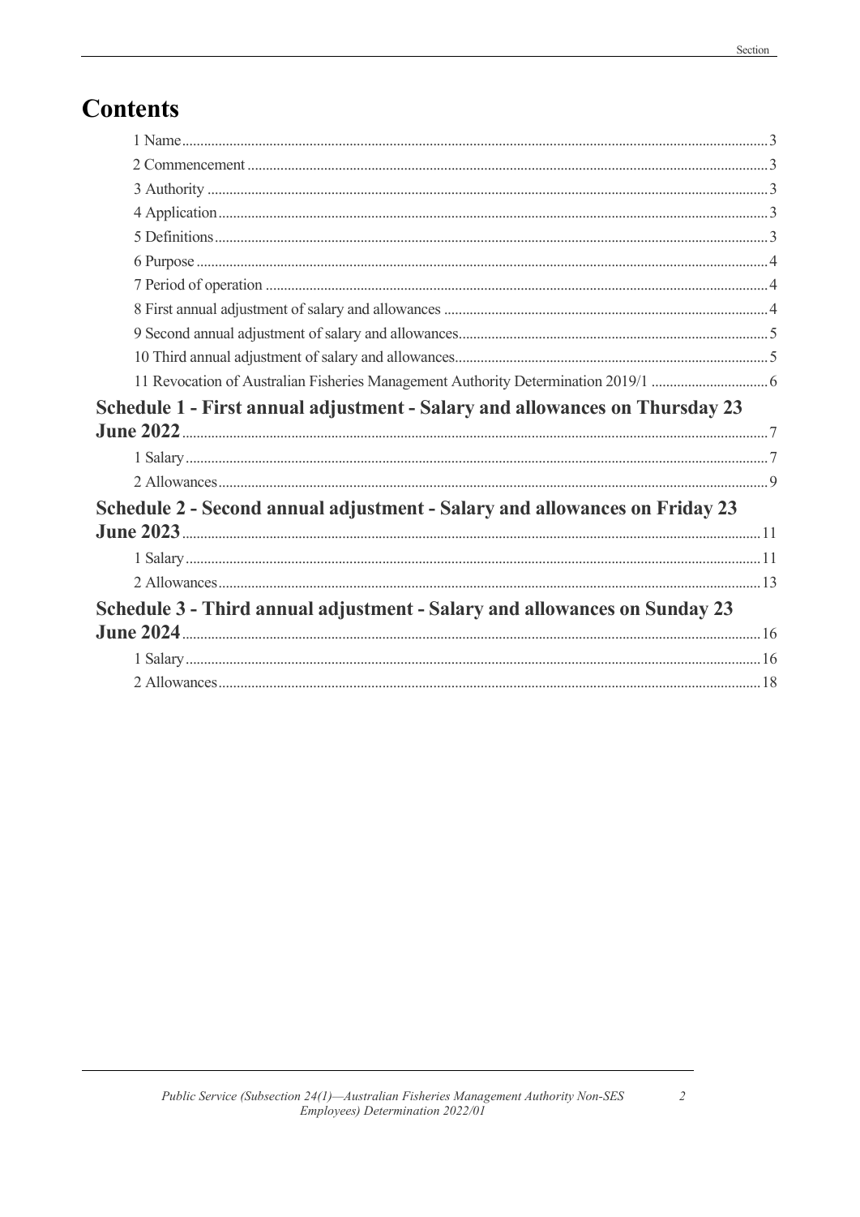# Contents

1 Name 3
2 Commencement 3
3 Authority 3
4 Application 3
5 Definitions 3
6 Purpose 4
7 Period of operation 4
8 First annual adjustment of salary and allowances 4
9 Second annual adjustment of salary and allowances 5
10 Third annual adjustment of salary and allowances 5
11 Revocation of Australian Fisheries Management Authority Determination 2019/1 6

**Schedule 1 - First annual adjustment - Salary and allowances on Thursday 23 June 2022** 7

1 Salary 7
2 Allowances 9

**Schedule 2 - Second annual adjustment - Salary and allowances on Friday 23 June 2023** 11

1 Salary 11
2 Allowances 13

**Schedule 3 - Third annual adjustment - Salary and allowances on Sunday 23 June 2024** 16

1 Salary 16
2 Allowances 18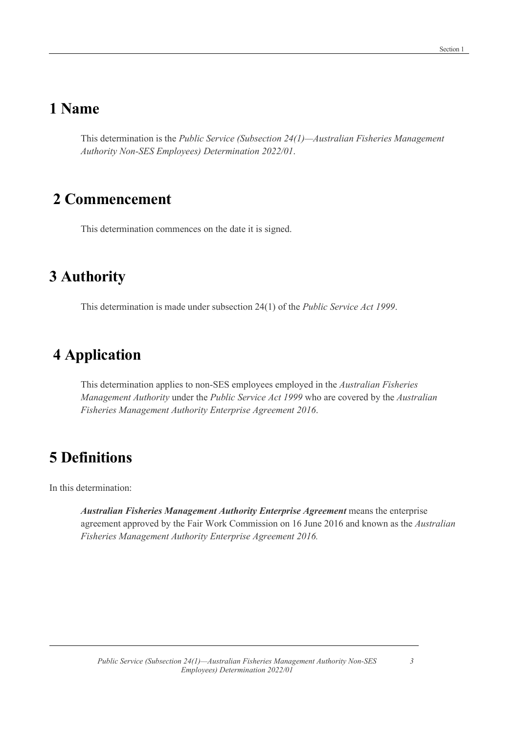# 1 Name

This determination is the *Public Service (Subsection 24(1)—Australian Fisheries Management Authority Non-SES Employees) Determination 2022/01*.

# 2 Commencement

This determination commences on the date it is signed.

# 3 Authority

This determination is made under subsection 24(1) of the *Public Service Act 1999*.

# 4 Application

This determination applies to non-SES employees employed in the *Australian Fisheries Management Authority* under the *Public Service Act 1999* who are covered by the *Australian Fisheries Management Authority Enterprise Agreement 2016*.

# 5 Definitions

In this determination:

***Australian Fisheries Management Authority Enterprise Agreement*** means the enterprise agreement approved by the Fair Work Commission on 16 June 2016 and known as the *Australian Fisheries Management Authority Enterprise Agreement 2016.*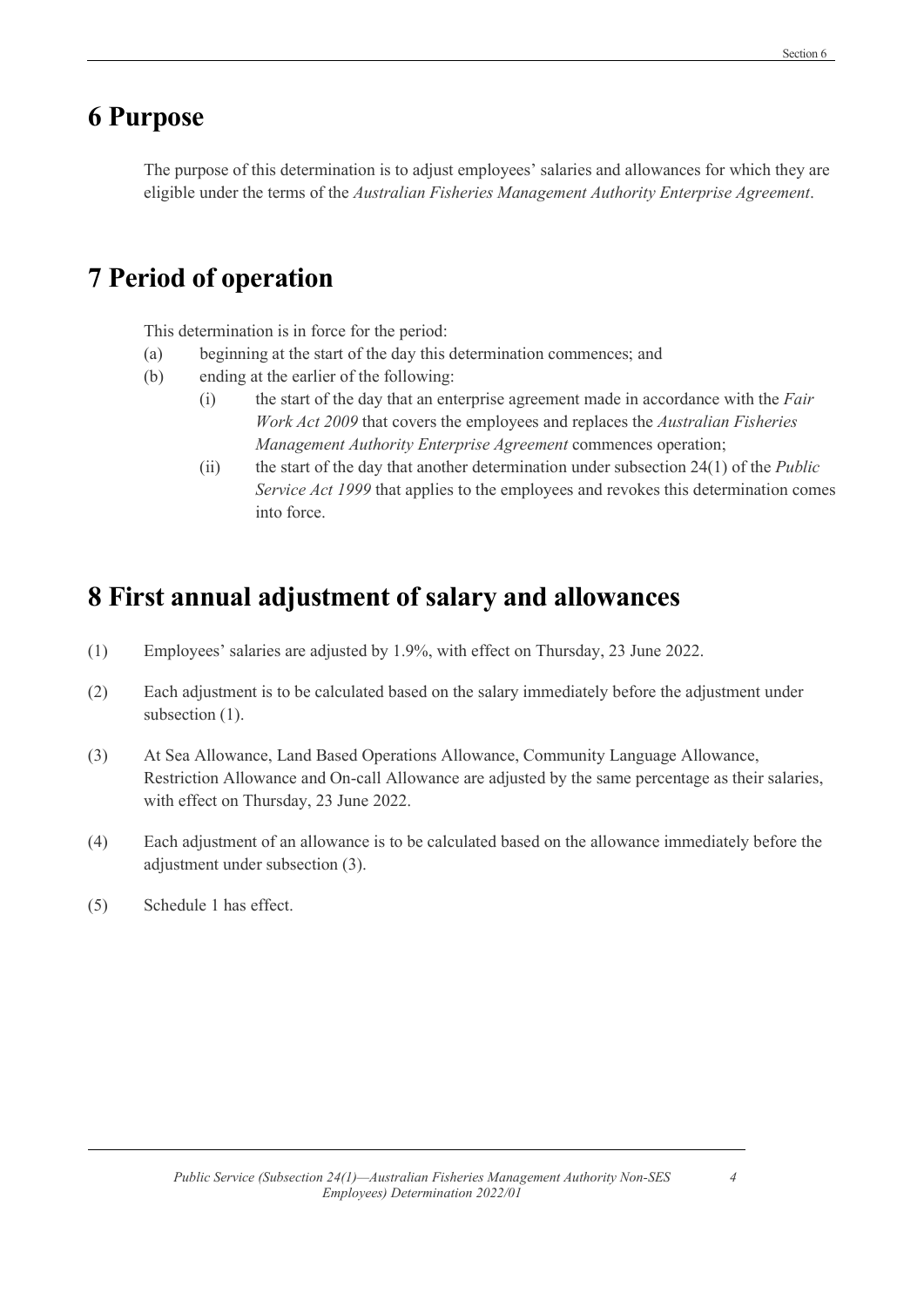# 6 Purpose

The purpose of this determination is to adjust employees' salaries and allowances for which they are eligible under the terms of the *Australian Fisheries Management Authority Enterprise Agreement*.

# 7 Period of operation

This determination is in force for the period:

(a) beginning at the start of the day this determination commences; and

(b) ending at the earlier of the following:

  (i) the start of the day that an enterprise agreement made in accordance with the *Fair Work Act 2009* that covers the employees and replaces the *Australian Fisheries Management Authority Enterprise Agreement* commences operation;

  (ii) the start of the day that another determination under subsection 24(1) of the *Public Service Act 1999* that applies to the employees and revokes this determination comes into force.

# 8 First annual adjustment of salary and allowances

(1) Employees' salaries are adjusted by 1.9%, with effect on Thursday, 23 June 2022.

(2) Each adjustment is to be calculated based on the salary immediately before the adjustment under subsection (1).

(3) At Sea Allowance, Land Based Operations Allowance, Community Language Allowance, Restriction Allowance and On-call Allowance are adjusted by the same percentage as their salaries, with effect on Thursday, 23 June 2022.

(4) Each adjustment of an allowance is to be calculated based on the allowance immediately before the adjustment under subsection (3).

(5) Schedule 1 has effect.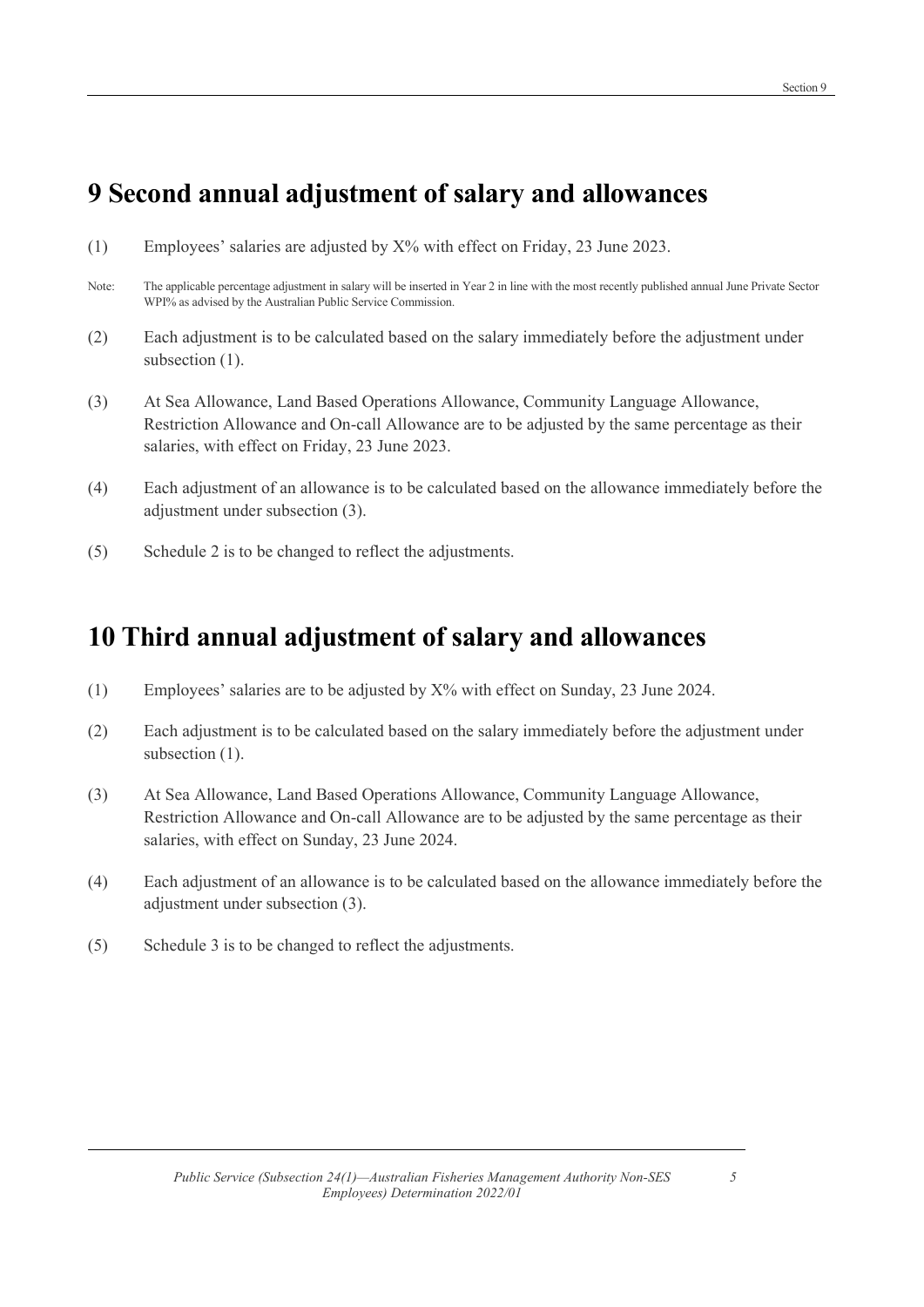# 9 Second annual adjustment of salary and allowances

(1) Employees' salaries are adjusted by X% with effect on Friday, 23 June 2023.

Note: The applicable percentage adjustment in salary will be inserted in Year 2 in line with the most recently published annual June Private Sector WPI% as advised by the Australian Public Service Commission.

(2) Each adjustment is to be calculated based on the salary immediately before the adjustment under subsection (1).

(3) At Sea Allowance, Land Based Operations Allowance, Community Language Allowance, Restriction Allowance and On-call Allowance are to be adjusted by the same percentage as their salaries, with effect on Friday, 23 June 2023.

(4) Each adjustment of an allowance is to be calculated based on the allowance immediately before the adjustment under subsection (3).

(5) Schedule 2 is to be changed to reflect the adjustments.

# 10 Third annual adjustment of salary and allowances

(1) Employees' salaries are to be adjusted by X% with effect on Sunday, 23 June 2024.

(2) Each adjustment is to be calculated based on the salary immediately before the adjustment under subsection (1).

(3) At Sea Allowance, Land Based Operations Allowance, Community Language Allowance, Restriction Allowance and On-call Allowance are to be adjusted by the same percentage as their salaries, with effect on Sunday, 23 June 2024.

(4) Each adjustment of an allowance is to be calculated based on the allowance immediately before the adjustment under subsection (3).

(5) Schedule 3 is to be changed to reflect the adjustments.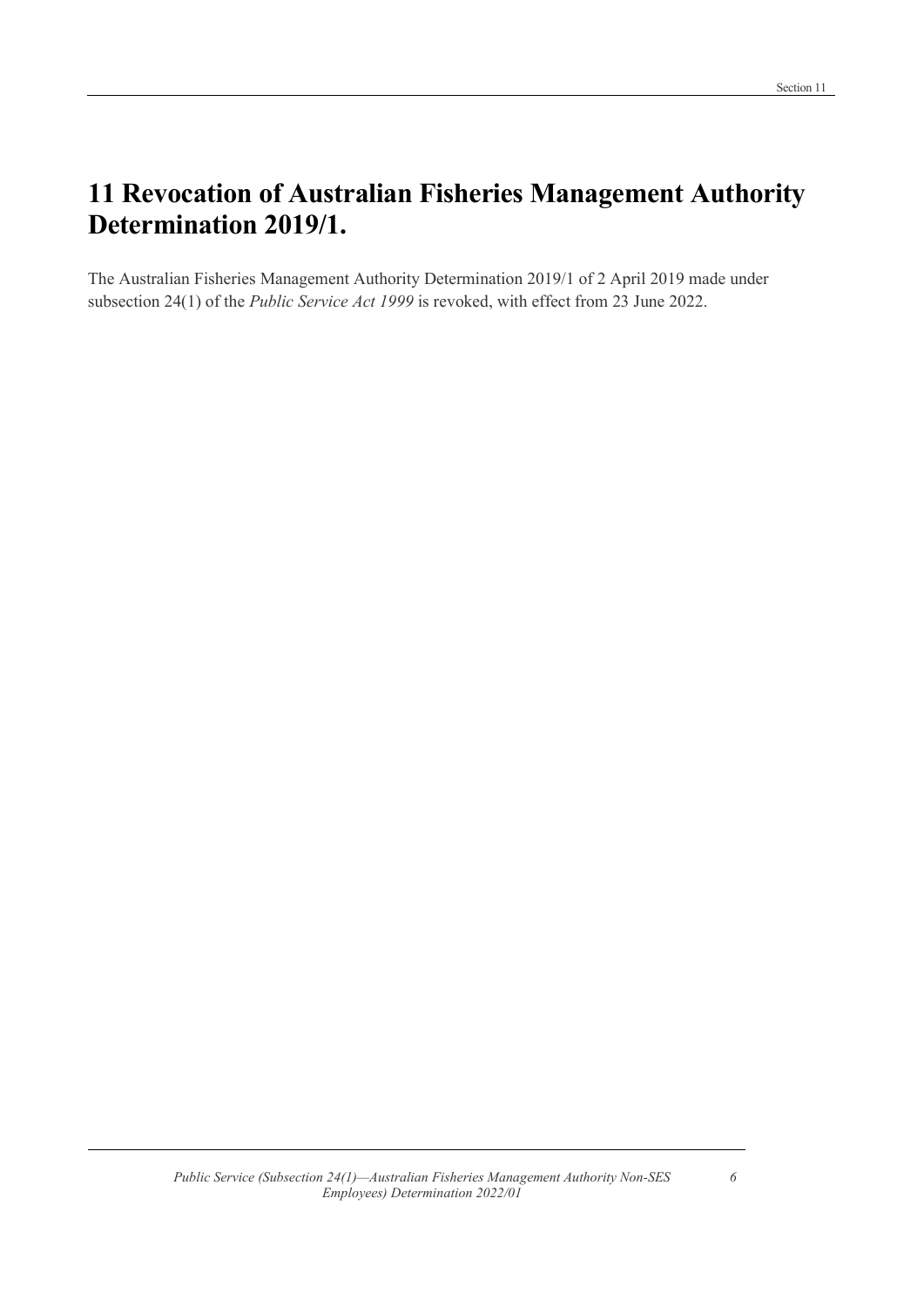# 11 Revocation of Australian Fisheries Management Authority Determination 2019/1.

The Australian Fisheries Management Authority Determination 2019/1 of 2 April 2019 made under subsection 24(1) of the *Public Service Act 1999* is revoked, with effect from 23 June 2022.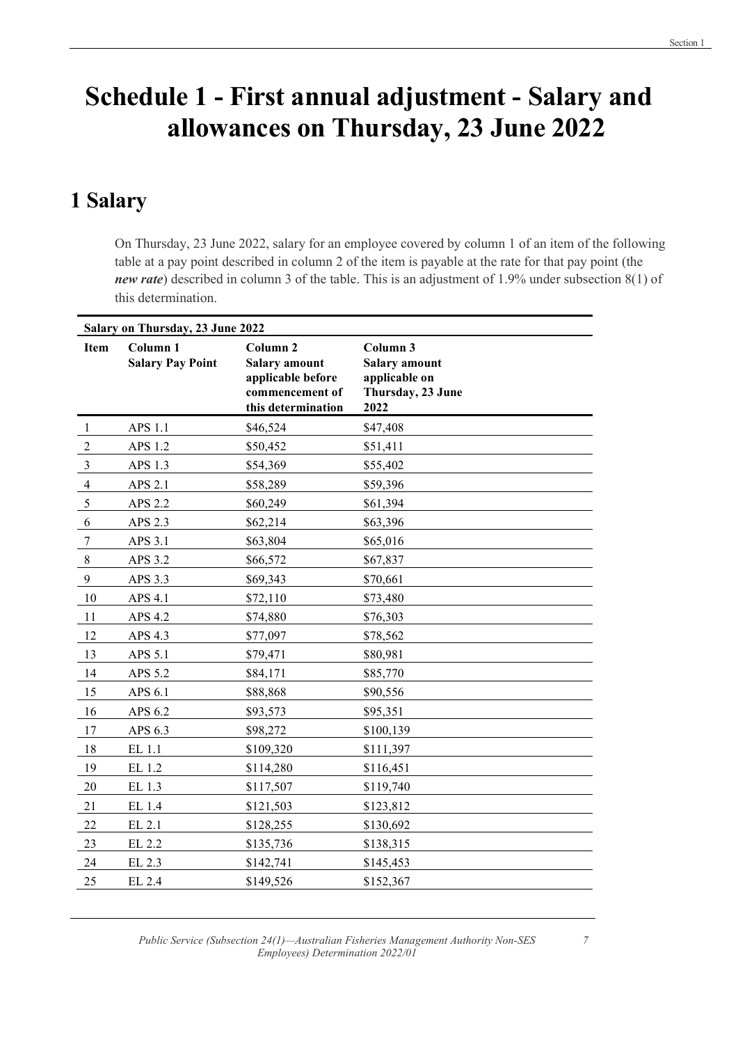# Schedule 1 - First annual adjustment - Salary and allowances on Thursday, 23 June 2022

## 1 Salary

On Thursday, 23 June 2022, salary for an employee covered by column 1 of an item of the following table at a pay point described in column 2 of the item is payable at the rate for that pay point (the ***new rate***) described in column 3 of the table. This is an adjustment of 1.9% under subsection 8(1) of this determination.

**Salary on Thursday, 23 June 2022**

| Item | Column 1<br>Salary Pay Point | Column 2<br>Salary amount applicable before commencement of this determination | Column 3<br>Salary amount applicable on Thursday, 23 June 2022 |
|---|---|---|---|
| 1 | APS 1.1 | $46,524 | $47,408 |
| 2 | APS 1.2 | $50,452 | $51,411 |
| 3 | APS 1.3 | $54,369 | $55,402 |
| 4 | APS 2.1 | $58,289 | $59,396 |
| 5 | APS 2.2 | $60,249 | $61,394 |
| 6 | APS 2.3 | $62,214 | $63,396 |
| 7 | APS 3.1 | $63,804 | $65,016 |
| 8 | APS 3.2 | $66,572 | $67,837 |
| 9 | APS 3.3 | $69,343 | $70,661 |
| 10 | APS 4.1 | $72,110 | $73,480 |
| 11 | APS 4.2 | $74,880 | $76,303 |
| 12 | APS 4.3 | $77,097 | $78,562 |
| 13 | APS 5.1 | $79,471 | $80,981 |
| 14 | APS 5.2 | $84,171 | $85,770 |
| 15 | APS 6.1 | $88,868 | $90,556 |
| 16 | APS 6.2 | $93,573 | $95,351 |
| 17 | APS 6.3 | $98,272 | $100,139 |
| 18 | EL 1.1 | $109,320 | $111,397 |
| 19 | EL 1.2 | $114,280 | $116,451 |
| 20 | EL 1.3 | $117,507 | $119,740 |
| 21 | EL 1.4 | $121,503 | $123,812 |
| 22 | EL 2.1 | $128,255 | $130,692 |
| 23 | EL 2.2 | $135,736 | $138,315 |
| 24 | EL 2.3 | $142,741 | $145,453 |
| 25 | EL 2.4 | $149,526 | $152,367 |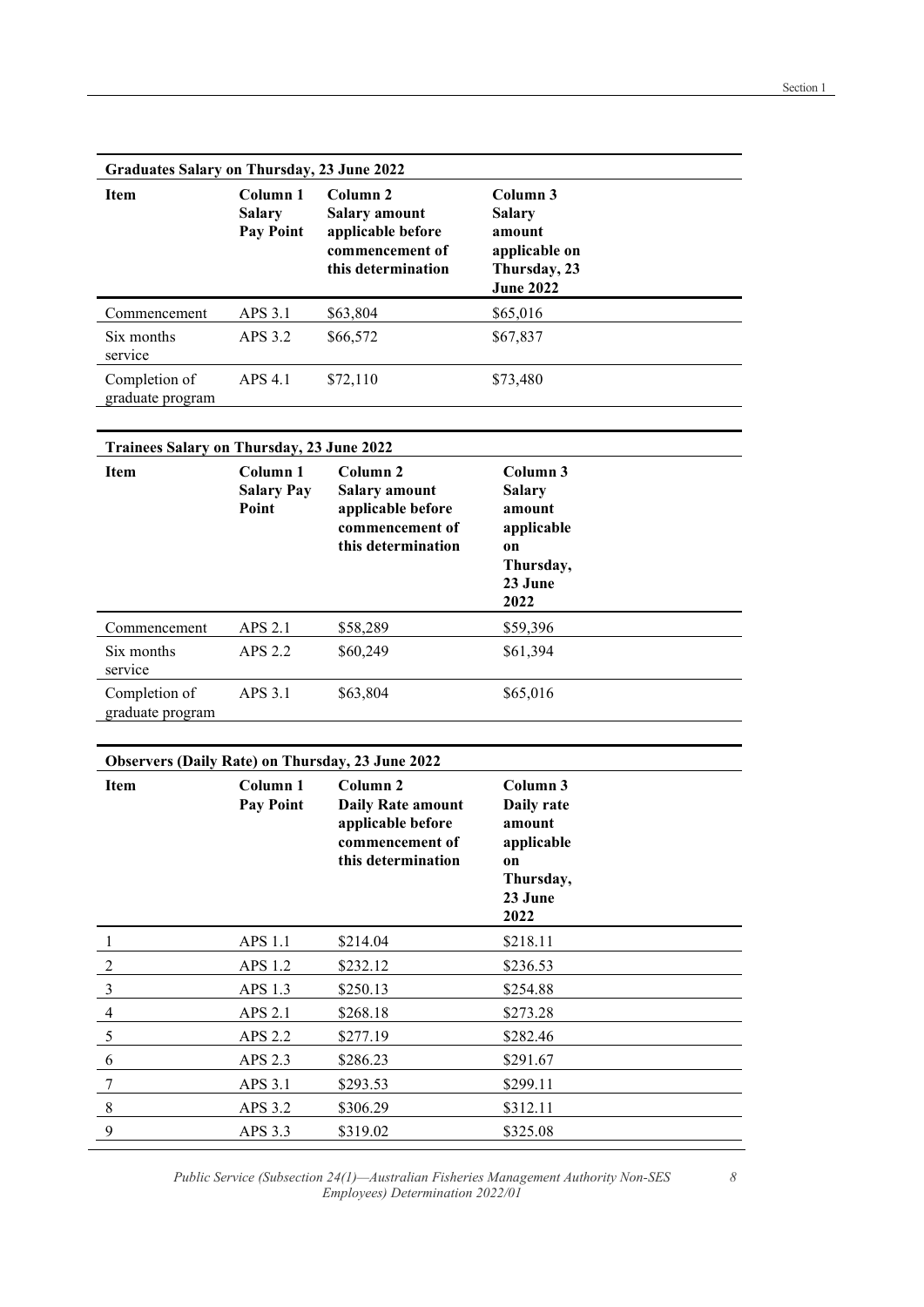| Graduates Salary on Thursday, 23 June 2022 | | | |
|---|---|---|---|
| **Item** | **Column 1 Salary Pay Point** | **Column 2 Salary amount applicable before commencement of this determination** | **Column 3 Salary amount applicable on Thursday, 23 June 2022** |
| Commencement | APS 3.1 | $63,804 | $65,016 |
| Six months service | APS 3.2 | $66,572 | $67,837 |
| Completion of graduate program | APS 4.1 | $72,110 | $73,480 |

| Trainees Salary on Thursday, 23 June 2022 | | | |
|---|---|---|---|
| **Item** | **Column 1 Salary Pay Point** | **Column 2 Salary amount applicable before commencement of this determination** | **Column 3 Salary amount applicable on Thursday, 23 June 2022** |
| Commencement | APS 2.1 | $58,289 | $59,396 |
| Six months service | APS 2.2 | $60,249 | $61,394 |
| Completion of graduate program | APS 3.1 | $63,804 | $65,016 |

| Observers (Daily Rate) on Thursday, 23 June 2022 | | | |
|---|---|---|---|
| **Item** | **Column 1 Pay Point** | **Column 2 Daily Rate amount applicable before commencement of this determination** | **Column 3 Daily rate amount applicable on Thursday, 23 June 2022** |
| 1 | APS 1.1 | $214.04 | $218.11 |
| 2 | APS 1.2 | $232.12 | $236.53 |
| 3 | APS 1.3 | $250.13 | $254.88 |
| 4 | APS 2.1 | $268.18 | $273.28 |
| 5 | APS 2.2 | $277.19 | $282.46 |
| 6 | APS 2.3 | $286.23 | $291.67 |
| 7 | APS 3.1 | $293.53 | $299.11 |
| 8 | APS 3.2 | $306.29 | $312.11 |
| 9 | APS 3.3 | $319.02 | $325.08 |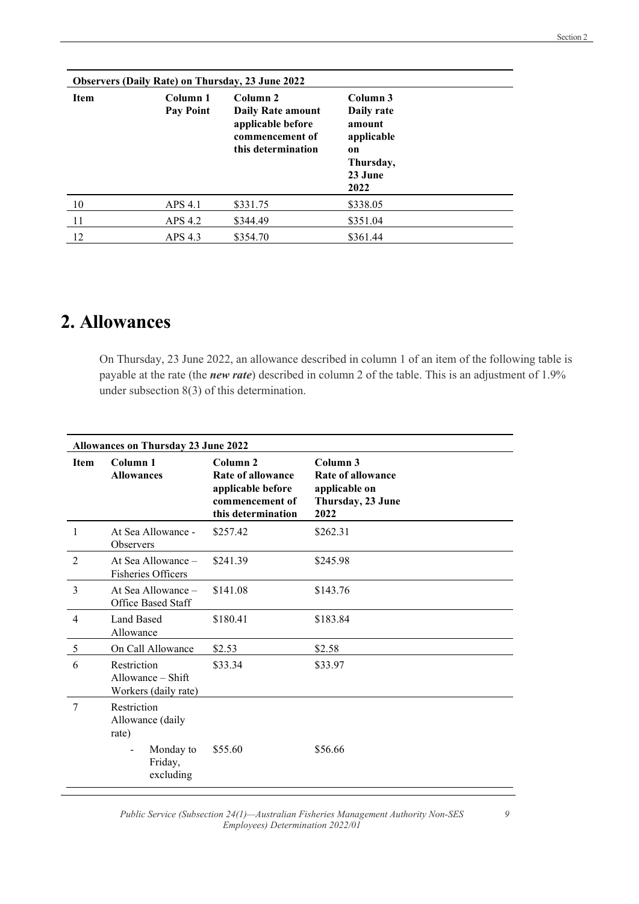| Observers (Daily Rate) on Thursday, 23 June 2022 | | | |
|---|---|---|---|
| **Item** | **Column 1 Pay Point** | **Column 2 Daily Rate amount applicable before commencement of this determination** | **Column 3 Daily rate amount applicable on Thursday, 23 June 2022** |
| 10 | APS 4.1 | $331.75 | $338.05 |
| 11 | APS 4.2 | $344.49 | $351.04 |
| 12 | APS 4.3 | $354.70 | $361.44 |

# 2. Allowances

On Thursday, 23 June 2022, an allowance described in column 1 of an item of the following table is payable at the rate (the ***new rate***) described in column 2 of the table. This is an adjustment of 1.9% under subsection 8(3) of this determination.

| Allowances on Thursday 23 June 2022 | | | |
|---|---|---|---|
| **Item** | **Column 1 Allowances** | **Column 2 Rate of allowance applicable before commencement of this determination** | **Column 3 Rate of allowance applicable on Thursday, 23 June 2022** |
| 1 | At Sea Allowance - Observers | $257.42 | $262.31 |
| 2 | At Sea Allowance – Fisheries Officers | $241.39 | $245.98 |
| 3 | At Sea Allowance – Office Based Staff | $141.08 | $143.76 |
| 4 | Land Based Allowance | $180.41 | $183.84 |
| 5 | On Call Allowance | $2.53 | $2.58 |
| 6 | Restriction Allowance – Shift Workers (daily rate) | $33.34 | $33.97 |
| 7 | Restriction Allowance (daily rate) | | |
| | - Monday to Friday, excluding | $55.60 | $56.66 |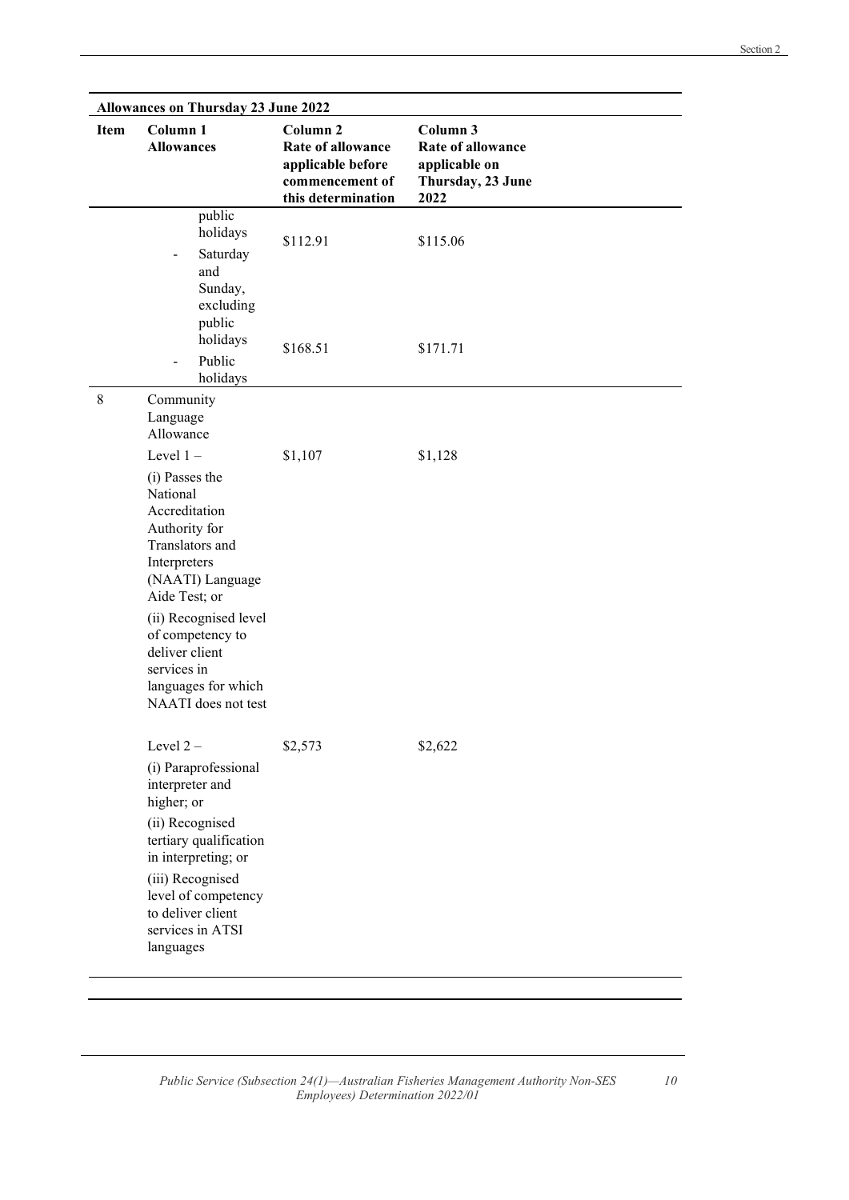**Allowances on Thursday 23 June 2022**

| Item | Column 1 Allowances | Column 2 Rate of allowance applicable before commencement of this determination | Column 3 Rate of allowance applicable on Thursday, 23 June 2022 |
|---|---|---|---|
| | public holidays | | |
| | - Saturday and Sunday, excluding public holidays | $112.91 | $115.06 |
| | - Public holidays | $168.51 | $171.71 |
| 8 | Community Language Allowance | | |
| | Level 1 – (i) Passes the National Accreditation Authority for Translators and Interpreters (NAATI) Language Aide Test; or (ii) Recognised level of competency to deliver client services in languages for which NAATI does not test | $1,107 | $1,128 |
| | Level 2 – (i) Paraprofessional interpreter and higher; or (ii) Recognised tertiary qualification in interpreting; or (iii) Recognised level of competency to deliver client services in ATSI languages | $2,573 | $2,622 |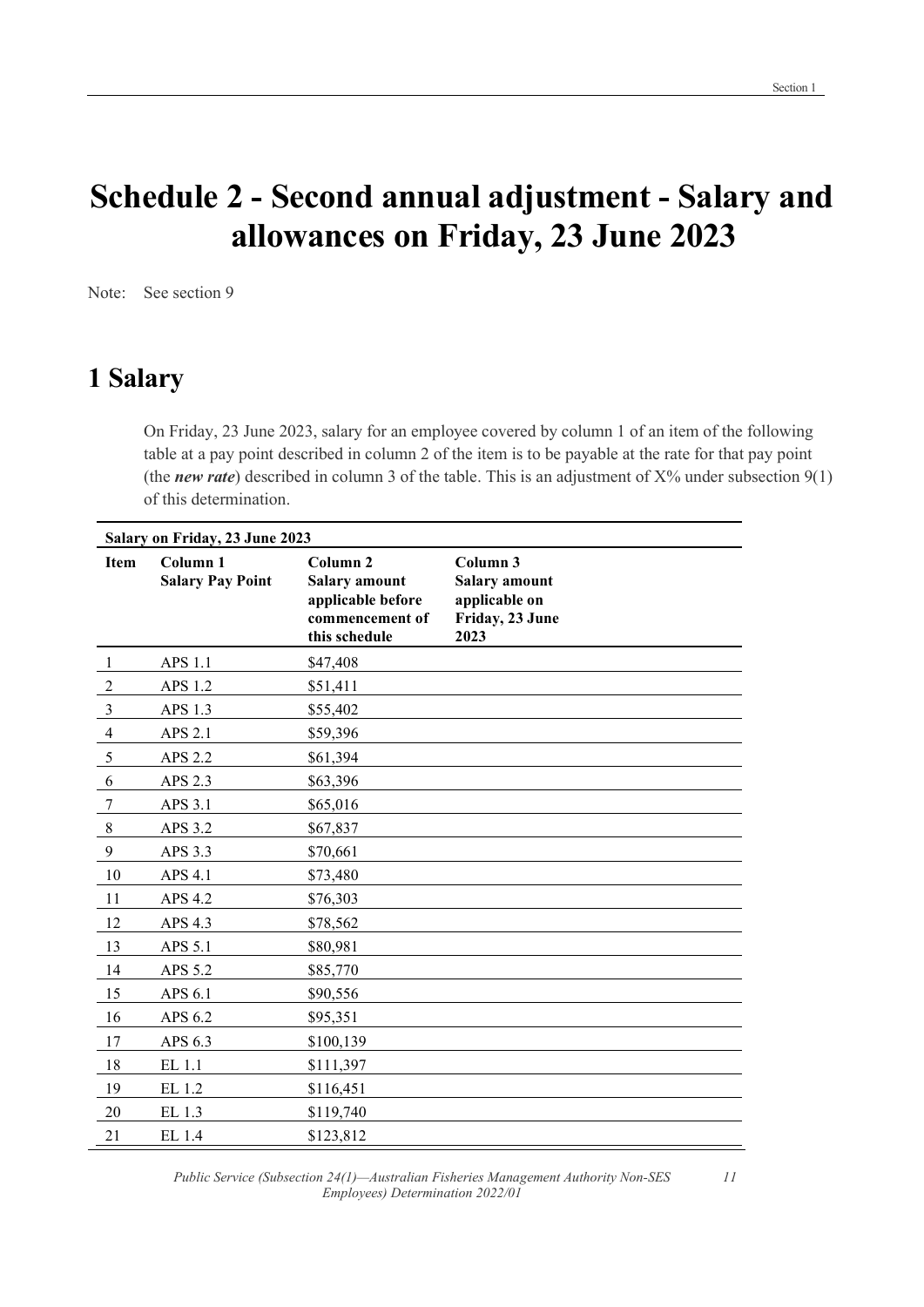# Schedule 2 - Second annual adjustment - Salary and allowances on Friday, 23 June 2023

Note: See section 9

## 1 Salary

On Friday, 23 June 2023, salary for an employee covered by column 1 of an item of the following table at a pay point described in column 2 of the item is to be payable at the rate for that pay point (the ***new rate***) described in column 3 of the table. This is an adjustment of X% under subsection 9(1) of this determination.

**Salary on Friday, 23 June 2023**

| Item | Column 1 Salary Pay Point | Column 2 Salary amount applicable before commencement of this schedule | Column 3 Salary amount applicable on Friday, 23 June 2023 |
|---|---|---|---|
| 1 | APS 1.1 | $47,408 | |
| 2 | APS 1.2 | $51,411 | |
| 3 | APS 1.3 | $55,402 | |
| 4 | APS 2.1 | $59,396 | |
| 5 | APS 2.2 | $61,394 | |
| 6 | APS 2.3 | $63,396 | |
| 7 | APS 3.1 | $65,016 | |
| 8 | APS 3.2 | $67,837 | |
| 9 | APS 3.3 | $70,661 | |
| 10 | APS 4.1 | $73,480 | |
| 11 | APS 4.2 | $76,303 | |
| 12 | APS 4.3 | $78,562 | |
| 13 | APS 5.1 | $80,981 | |
| 14 | APS 5.2 | $85,770 | |
| 15 | APS 6.1 | $90,556 | |
| 16 | APS 6.2 | $95,351 | |
| 17 | APS 6.3 | $100,139 | |
| 18 | EL 1.1 | $111,397 | |
| 19 | EL 1.2 | $116,451 | |
| 20 | EL 1.3 | $119,740 | |
| 21 | EL 1.4 | $123,812 | |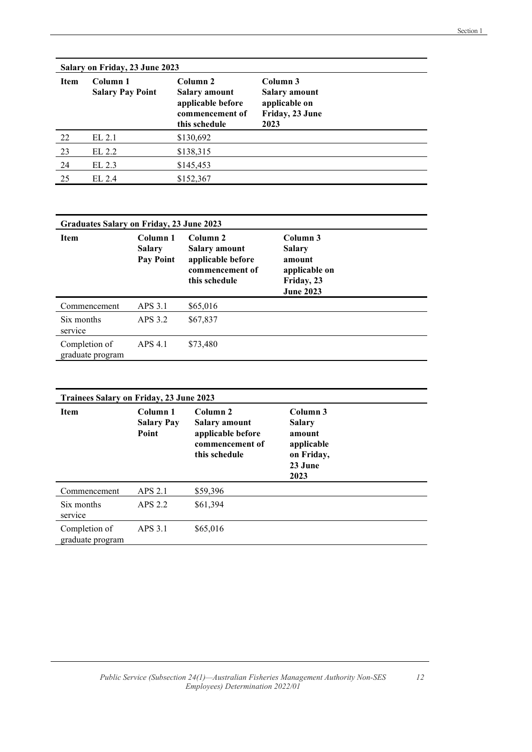| Salary on Friday, 23 June 2023 | | | |
|---|---|---|---|
| **Item** | **Column 1 Salary Pay Point** | **Column 2 Salary amount applicable before commencement of this schedule** | **Column 3 Salary amount applicable on Friday, 23 June 2023** |
| 22 | EL 2.1 | $130,692 | |
| 23 | EL 2.2 | $138,315 | |
| 24 | EL 2.3 | $145,453 | |
| 25 | EL 2.4 | $152,367 | |

| Graduates Salary on Friday, 23 June 2023 | | | |
|---|---|---|---|
| **Item** | **Column 1 Salary Pay Point** | **Column 2 Salary amount applicable before commencement of this schedule** | **Column 3 Salary amount applicable on Friday, 23 June 2023** |
| Commencement | APS 3.1 | $65,016 | |
| Six months service | APS 3.2 | $67,837 | |
| Completion of graduate program | APS 4.1 | $73,480 | |

| Trainees Salary on Friday, 23 June 2023 | | | |
|---|---|---|---|
| **Item** | **Column 1 Salary Pay Point** | **Column 2 Salary amount applicable before commencement of this schedule** | **Column 3 Salary amount applicable on Friday, 23 June 2023** |
| Commencement | APS 2.1 | $59,396 | |
| Six months service | APS 2.2 | $61,394 | |
| Completion of graduate program | APS 3.1 | $65,016 | |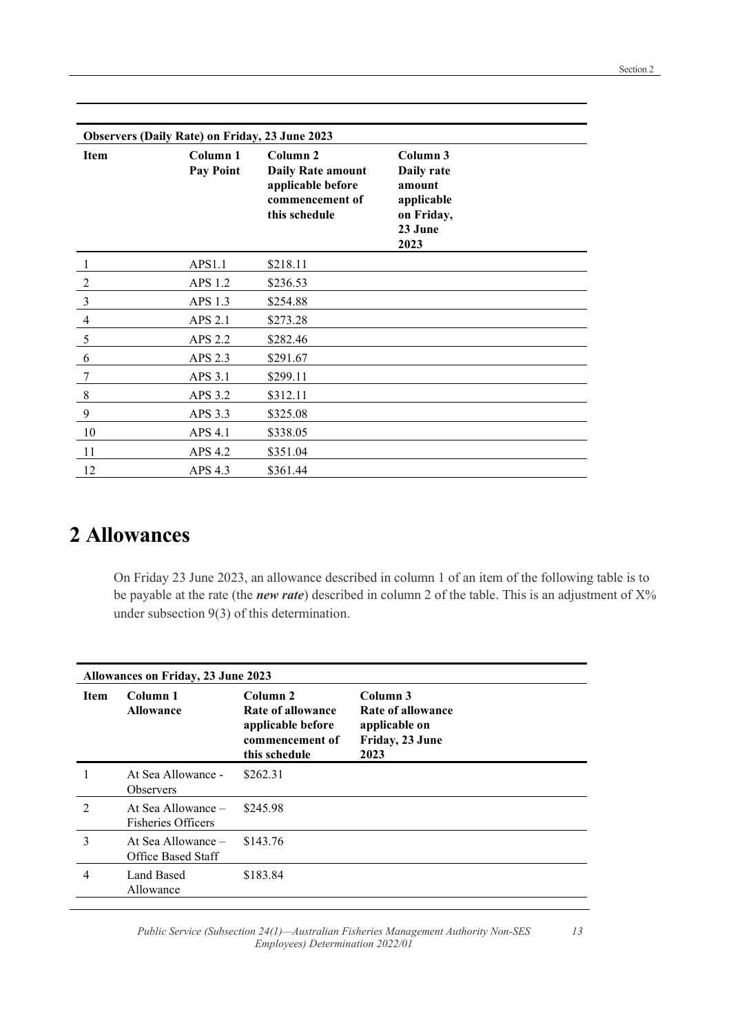**Observers (Daily Rate) on Friday, 23 June 2023**

| Item | Column 1 Pay Point | Column 2 Daily Rate amount applicable before commencement of this schedule | Column 3 Daily rate amount applicable on Friday, 23 June 2023 |
|---|---|---|---|
| 1 | APS1.1 | $218.11 | |
| 2 | APS 1.2 | $236.53 | |
| 3 | APS 1.3 | $254.88 | |
| 4 | APS 2.1 | $273.28 | |
| 5 | APS 2.2 | $282.46 | |
| 6 | APS 2.3 | $291.67 | |
| 7 | APS 3.1 | $299.11 | |
| 8 | APS 3.2 | $312.11 | |
| 9 | APS 3.3 | $325.08 | |
| 10 | APS 4.1 | $338.05 | |
| 11 | APS 4.2 | $351.04 | |
| 12 | APS 4.3 | $361.44 | |

# 2 Allowances

On Friday 23 June 2023, an allowance described in column 1 of an item of the following table is to be payable at the rate (the ***new rate***) described in column 2 of the table. This is an adjustment of X% under subsection 9(3) of this determination.

**Allowances on Friday, 23 June 2023**

| Item | Column 1 Allowance | Column 2 Rate of allowance applicable before commencement of this schedule | Column 3 Rate of allowance applicable on Friday, 23 June 2023 |
|---|---|---|---|
| 1 | At Sea Allowance - Observers | $262.31 | |
| 2 | At Sea Allowance – Fisheries Officers | $245.98 | |
| 3 | At Sea Allowance – Office Based Staff | $143.76 | |
| 4 | Land Based Allowance | $183.84 | |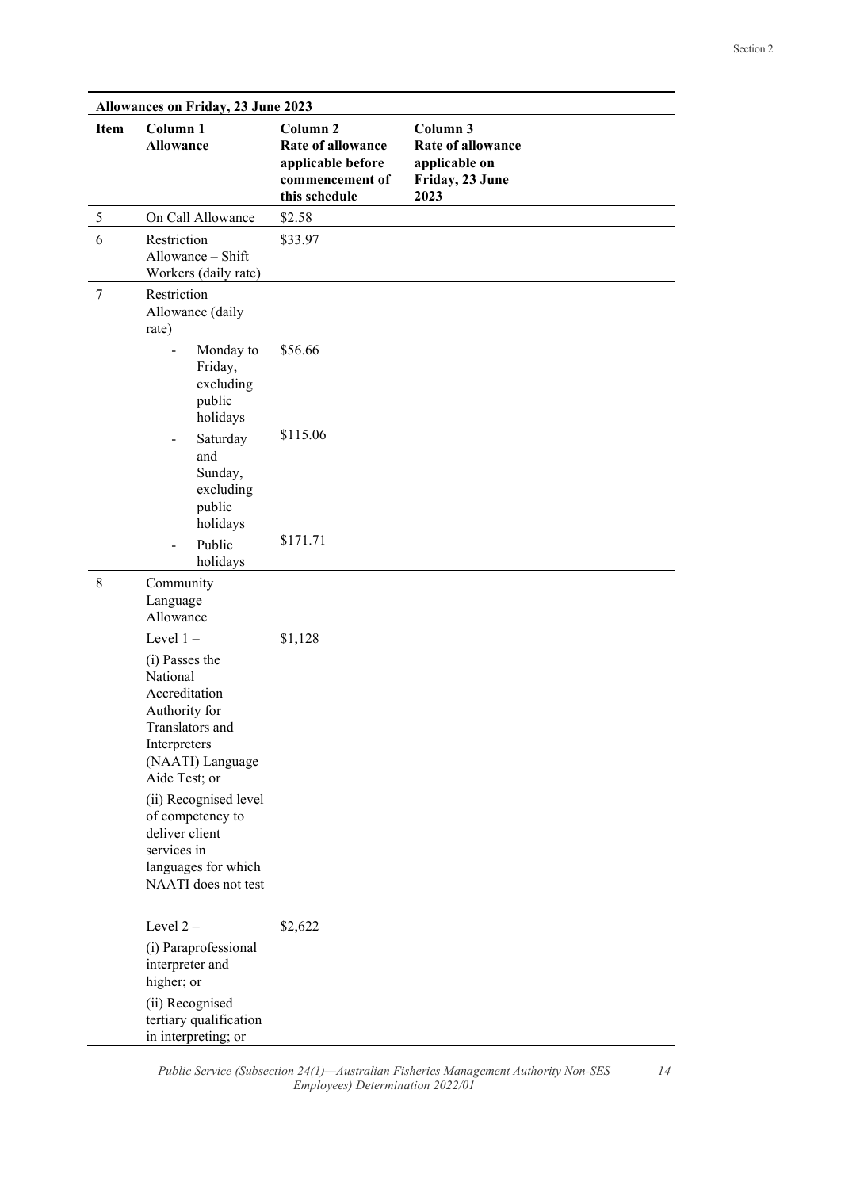| Allowances on Friday, 23 June 2023 | | | |
|---|---|---|---|
| **Item** | **Column 1 Allowance** | **Column 2 Rate of allowance applicable before commencement of this schedule** | **Column 3 Rate of allowance applicable on Friday, 23 June 2023** |
| 5 | On Call Allowance | $2.58 | |
| 6 | Restriction Allowance – Shift Workers (daily rate) | $33.97 | |
| 7 | Restriction Allowance (daily rate) | | |
| | - Monday to Friday, excluding public holidays | $56.66 | |
| | - Saturday and Sunday, excluding public holidays | $115.06 | |
| | - Public holidays | $171.71 | |
| 8 | Community Language Allowance | | |
| | Level 1 – (i) Passes the National Accreditation Authority for Translators and Interpreters (NAATI) Language Aide Test; or (ii) Recognised level of competency to deliver client services in languages for which NAATI does not test | $1,128 | |
| | Level 2 – (i) Paraprofessional interpreter and higher; or (ii) Recognised tertiary qualification in interpreting; or | $2,622 | |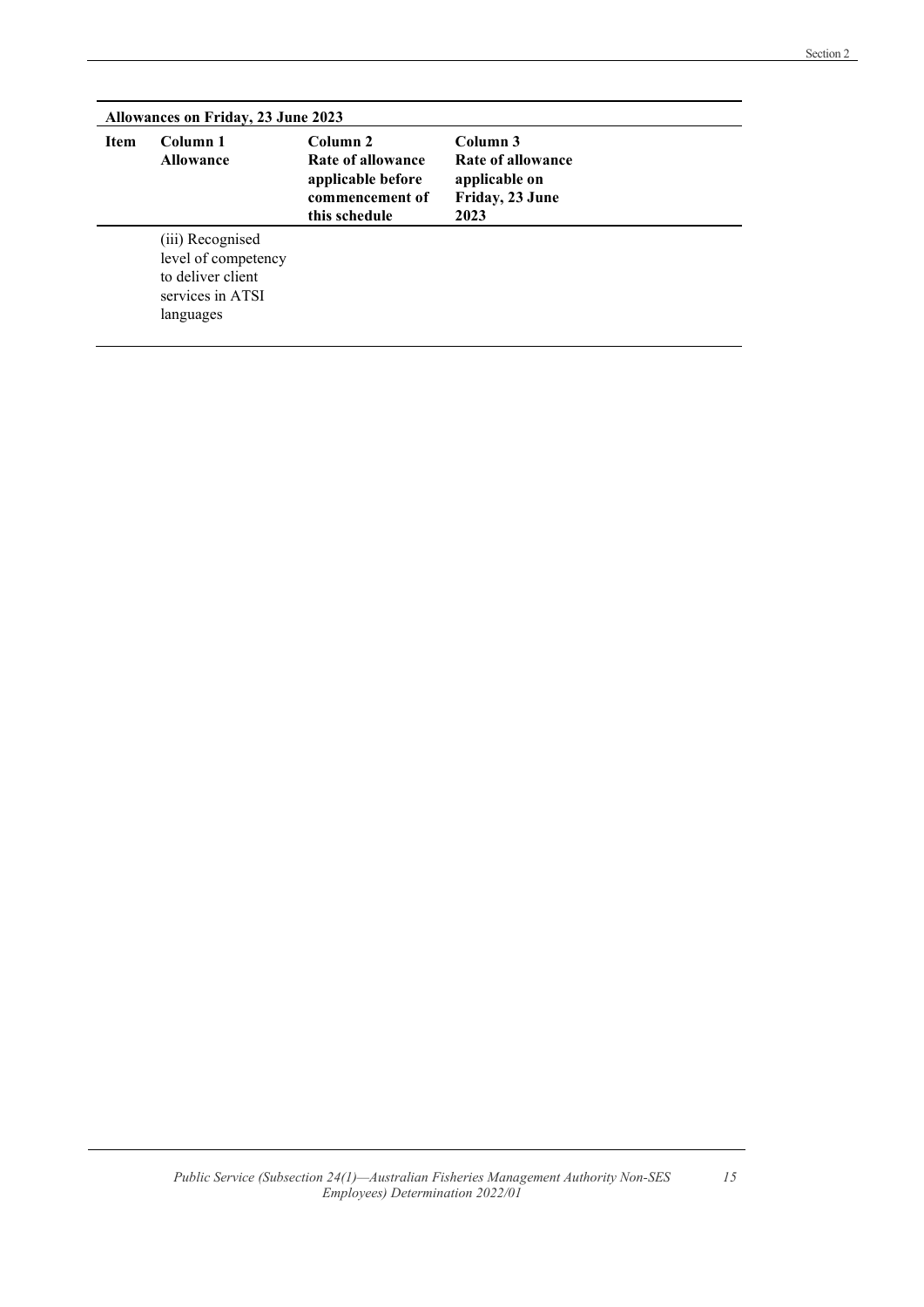| Allowances on Friday, 23 June 2023 | | | |
|---|---|---|---|
| **Item** | **Column 1 Allowance** | **Column 2 Rate of allowance applicable before commencement of this schedule** | **Column 3 Rate of allowance applicable on Friday, 23 June 2023** |
| | (iii) Recognised level of competency to deliver client services in ATSI languages | | |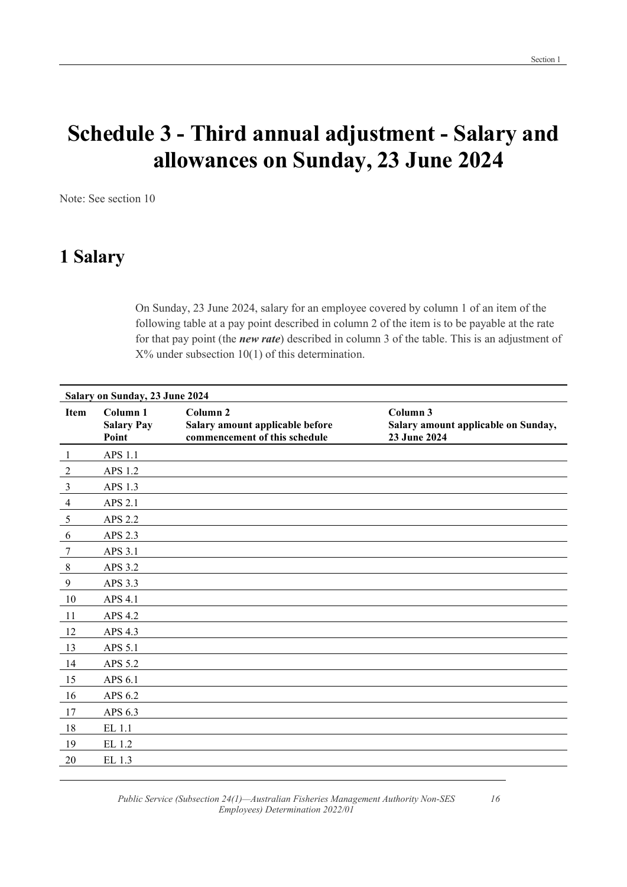# Schedule 3 - Third annual adjustment - Salary and allowances on Sunday, 23 June 2024

Note: See section 10

## 1 Salary

On Sunday, 23 June 2024, salary for an employee covered by column 1 of an item of the following table at a pay point described in column 2 of the item is to be payable at the rate for that pay point (the ***new rate***) described in column 3 of the table. This is an adjustment of X% under subsection 10(1) of this determination.

**Salary on Sunday, 23 June 2024**

| Item | Column 1<br>Salary Pay Point | Column 2<br>Salary amount applicable before commencement of this schedule | Column 3<br>Salary amount applicable on Sunday, 23 June 2024 |
|---|---|---|---|
| 1 | APS 1.1 | | |
| 2 | APS 1.2 | | |
| 3 | APS 1.3 | | |
| 4 | APS 2.1 | | |
| 5 | APS 2.2 | | |
| 6 | APS 2.3 | | |
| 7 | APS 3.1 | | |
| 8 | APS 3.2 | | |
| 9 | APS 3.3 | | |
| 10 | APS 4.1 | | |
| 11 | APS 4.2 | | |
| 12 | APS 4.3 | | |
| 13 | APS 5.1 | | |
| 14 | APS 5.2 | | |
| 15 | APS 6.1 | | |
| 16 | APS 6.2 | | |
| 17 | APS 6.3 | | |
| 18 | EL 1.1 | | |
| 19 | EL 1.2 | | |
| 20 | EL 1.3 | | |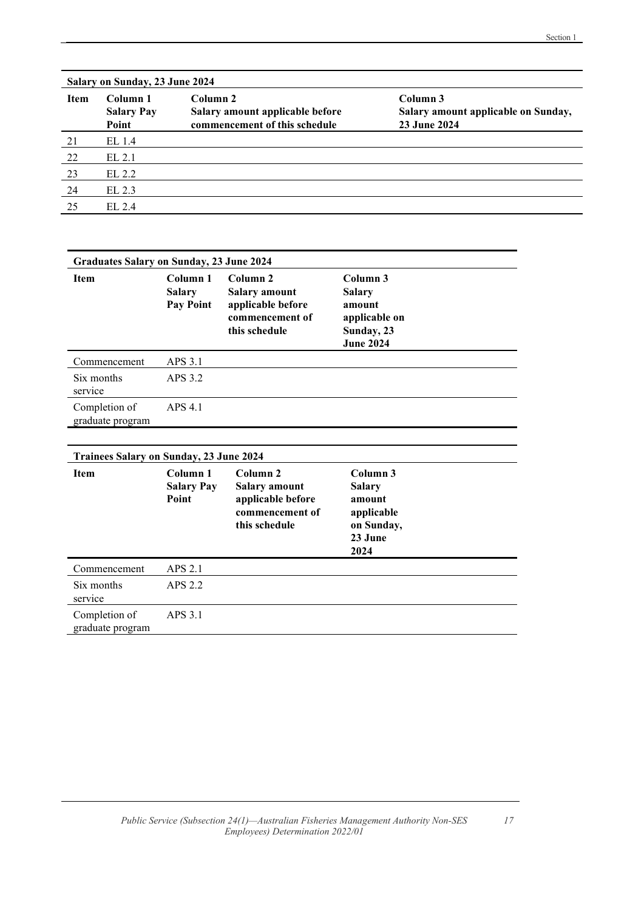**Salary on Sunday, 23 June 2024**

| Item | Column 1 Salary Pay Point | Column 2 Salary amount applicable before commencement of this schedule | Column 3 Salary amount applicable on Sunday, 23 June 2024 |
|---|---|---|---|
| 21 | EL 1.4 | | |
| 22 | EL 2.1 | | |
| 23 | EL 2.2 | | |
| 24 | EL 2.3 | | |
| 25 | EL 2.4 | | |

**Graduates Salary on Sunday, 23 June 2024**

| Item | Column 1 Salary Pay Point | Column 2 Salary amount applicable before commencement of this schedule | Column 3 Salary amount applicable on Sunday, 23 June 2024 |
|---|---|---|---|
| Commencement | APS 3.1 | | |
| Six months service | APS 3.2 | | |
| Completion of graduate program | APS 4.1 | | |

**Trainees Salary on Sunday, 23 June 2024**

| Item | Column 1 Salary Pay Point | Column 2 Salary amount applicable before commencement of this schedule | Column 3 Salary amount applicable on Sunday, 23 June 2024 |
|---|---|---|---|
| Commencement | APS 2.1 | | |
| Six months service | APS 2.2 | | |
| Completion of graduate program | APS 3.1 | | |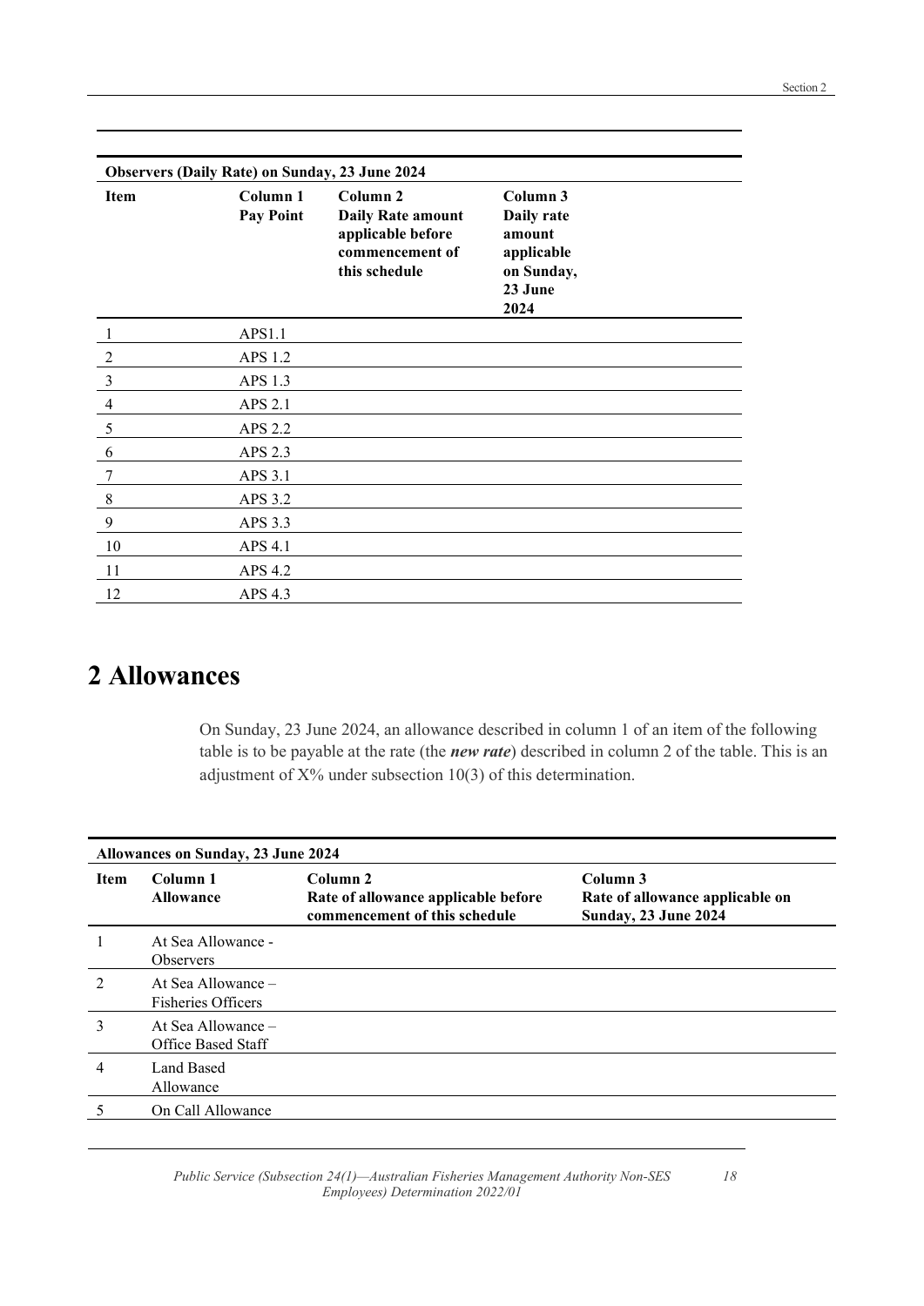**Observers (Daily Rate) on Sunday, 23 June 2024**

| Item | Column 1 Pay Point | Column 2 Daily Rate amount applicable before commencement of this schedule | Column 3 Daily rate amount applicable on Sunday, 23 June 2024 |
|---|---|---|---|
| 1 | APS1.1 | | |
| 2 | APS 1.2 | | |
| 3 | APS 1.3 | | |
| 4 | APS 2.1 | | |
| 5 | APS 2.2 | | |
| 6 | APS 2.3 | | |
| 7 | APS 3.1 | | |
| 8 | APS 3.2 | | |
| 9 | APS 3.3 | | |
| 10 | APS 4.1 | | |
| 11 | APS 4.2 | | |
| 12 | APS 4.3 | | |

# 2 Allowances

On Sunday, 23 June 2024, an allowance described in column 1 of an item of the following table is to be payable at the rate (the ***new rate***) described in column 2 of the table. This is an adjustment of X% under subsection 10(3) of this determination.

**Allowances on Sunday, 23 June 2024**

| Item | Column 1 Allowance | Column 2 Rate of allowance applicable before commencement of this schedule | Column 3 Rate of allowance applicable on Sunday, 23 June 2024 |
|---|---|---|---|
| 1 | At Sea Allowance - Observers | | |
| 2 | At Sea Allowance – Fisheries Officers | | |
| 3 | At Sea Allowance – Office Based Staff | | |
| 4 | Land Based Allowance | | |
| 5 | On Call Allowance | | |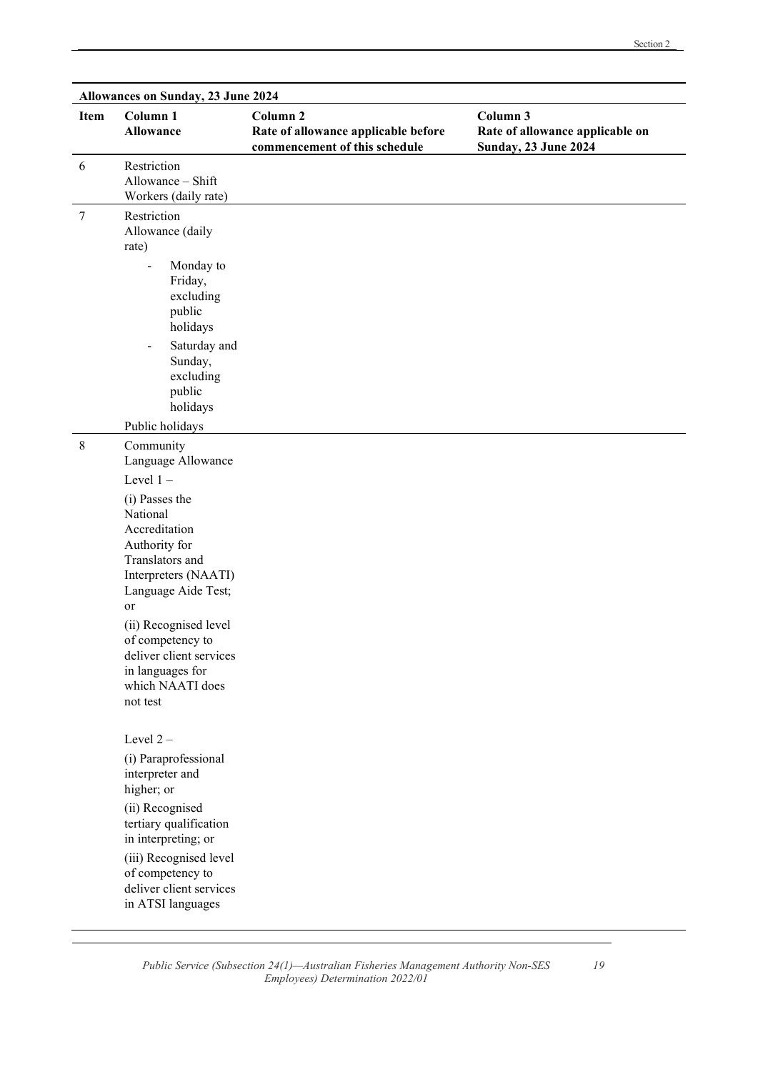| Allowances on Sunday, 23 June 2024 | | | |
|---|---|---|---|
| **Item** | **Column 1 Allowance** | **Column 2 Rate of allowance applicable before commencement of this schedule** | **Column 3 Rate of allowance applicable on Sunday, 23 June 2024** |
| 6 | Restriction Allowance – Shift Workers (daily rate) | | |
| 7 | Restriction Allowance (daily rate)<br>- Monday to Friday, excluding public holidays<br>- Saturday and Sunday, excluding public holidays<br>Public holidays | | |
| 8 | Community Language Allowance<br>Level 1 –<br>(i) Passes the National Accreditation Authority for Translators and Interpreters (NAATI) Language Aide Test; or<br>(ii) Recognised level of competency to deliver client services in languages for which NAATI does not test<br><br>Level 2 –<br>(i) Paraprofessional interpreter and higher; or<br>(ii) Recognised tertiary qualification in interpreting; or<br>(iii) Recognised level of competency to deliver client services in ATSI languages | | |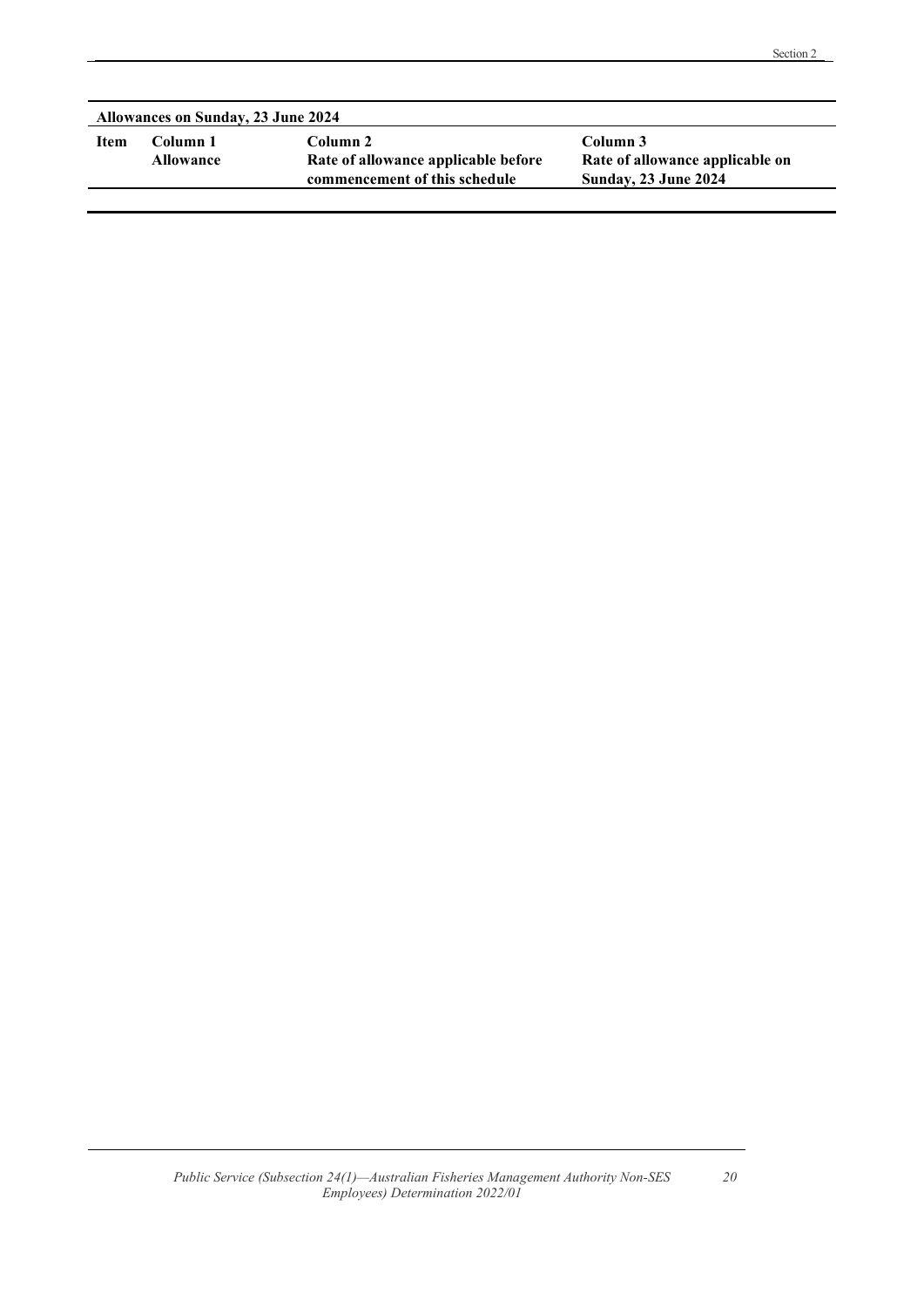**Allowances on Sunday, 23 June 2024**

| Item | Column 1<br>Allowance | Column 2<br>Rate of allowance applicable before commencement of this schedule | Column 3<br>Rate of allowance applicable on Sunday, 23 June 2024 |
|---|---|---|---|